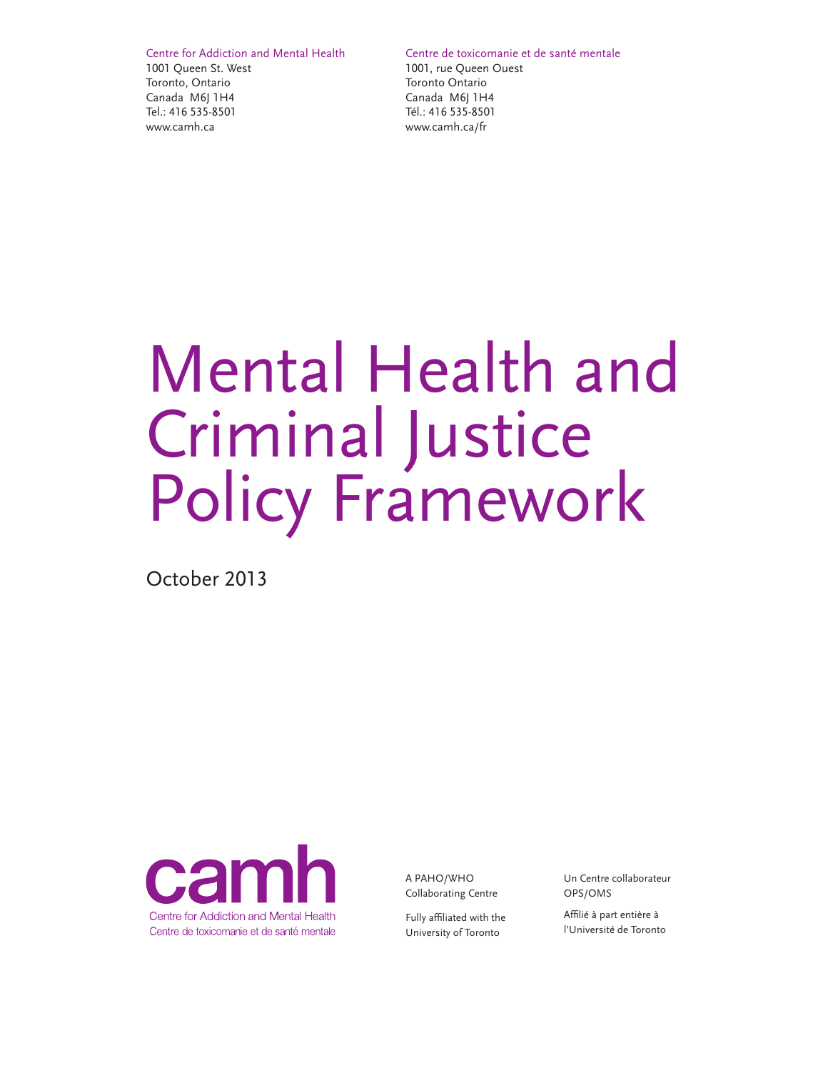Centre for Addiction and Mental Health
1001 Queen St. West
Toronto, Ontario
Canada M6J 1H4
Tel.: 416 535-8501
www.camh.ca

Centre de toxicomanie et de santé mentale
1001, rue Queen Ouest
Toronto Ontario
Canada M6J 1H4
Tél.: 416 535-8501
www.camh.ca/fr

# Mental Health and Criminal Justice Policy Framework

October 2013

camh
Centre for Addiction and Mental Health
Centre de toxicomanie et de santé mentale

A PAHO/WHO Collaborating Centre

Fully affiliated with the University of Toronto

Un Centre collaborateur OPS/OMS

Affilié à part entière à l'Université de Toronto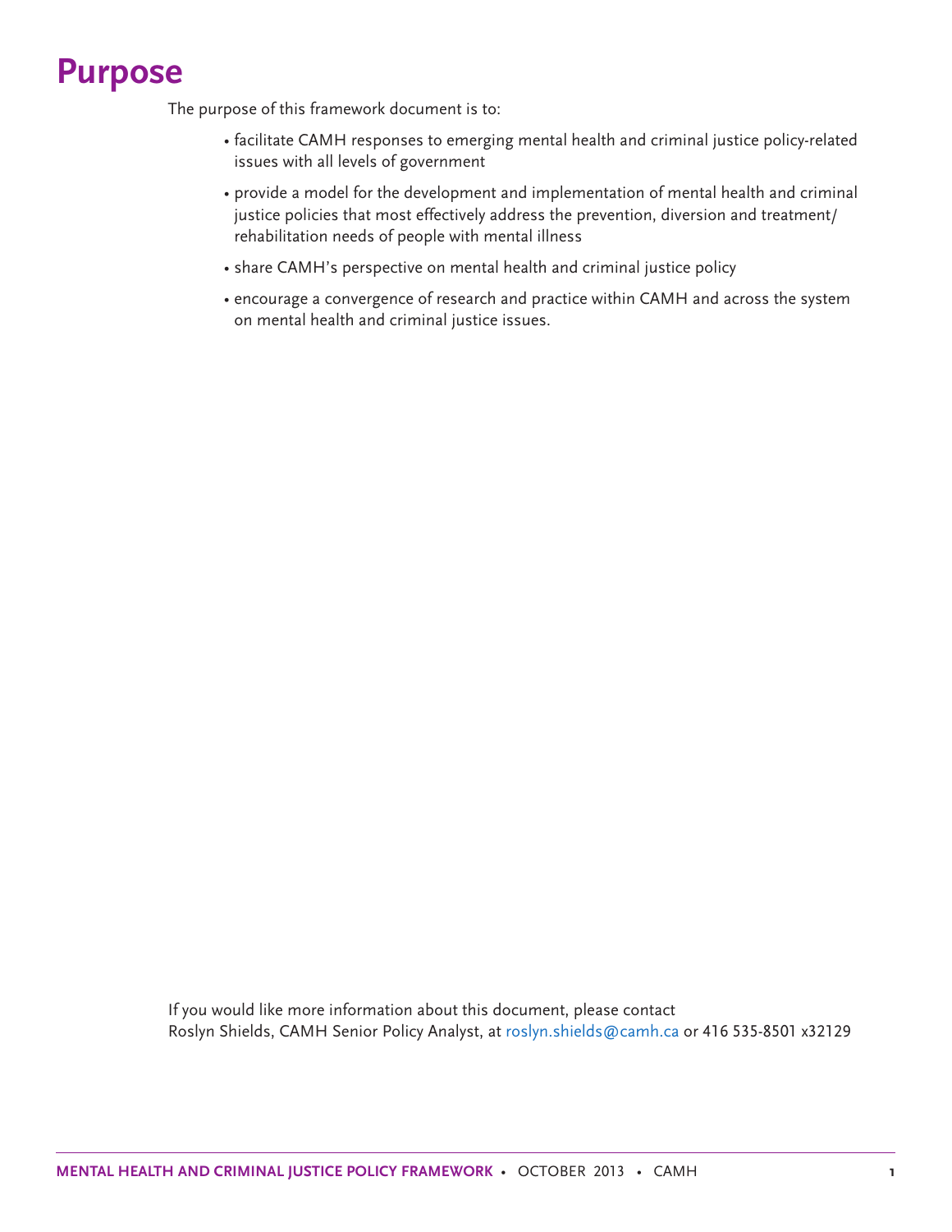# Purpose

The purpose of this framework document is to:

- facilitate CAMH responses to emerging mental health and criminal justice policy-related issues with all levels of government
- provide a model for the development and implementation of mental health and criminal justice policies that most effectively address the prevention, diversion and treatment/ rehabilitation needs of people with mental illness
- share CAMH's perspective on mental health and criminal justice policy
- encourage a convergence of research and practice within CAMH and across the system on mental health and criminal justice issues.

If you would like more information about this document, please contact Roslyn Shields, CAMH Senior Policy Analyst, at roslyn.shields@camh.ca or 416 535-8501 x32129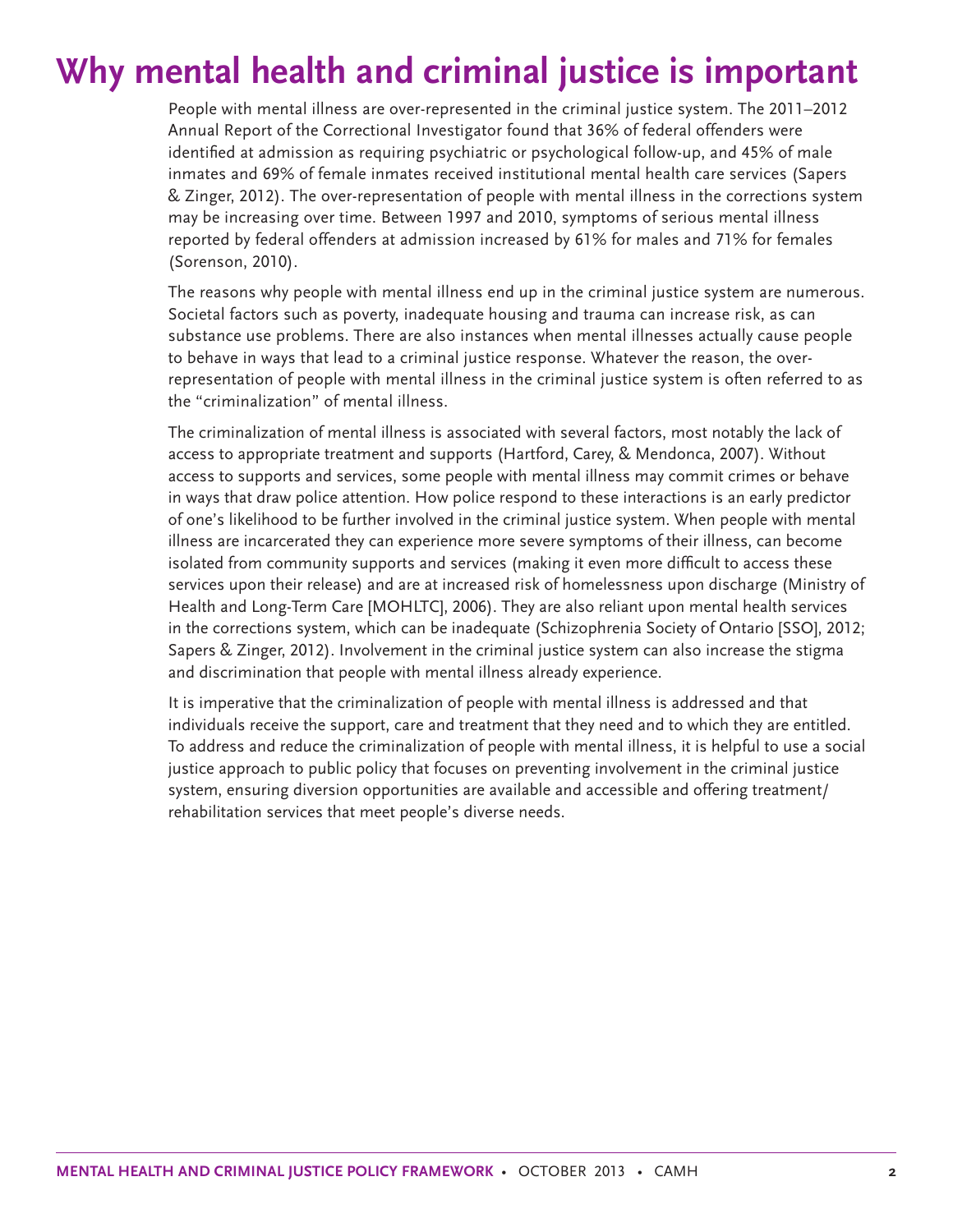# Why mental health and criminal justice is important

People with mental illness are over-represented in the criminal justice system. The 2011–2012 Annual Report of the Correctional Investigator found that 36% of federal offenders were identified at admission as requiring psychiatric or psychological follow-up, and 45% of male inmates and 69% of female inmates received institutional mental health care services (Sapers & Zinger, 2012). The over-representation of people with mental illness in the corrections system may be increasing over time. Between 1997 and 2010, symptoms of serious mental illness reported by federal offenders at admission increased by 61% for males and 71% for females (Sorenson, 2010).

The reasons why people with mental illness end up in the criminal justice system are numerous. Societal factors such as poverty, inadequate housing and trauma can increase risk, as can substance use problems. There are also instances when mental illnesses actually cause people to behave in ways that lead to a criminal justice response. Whatever the reason, the over-representation of people with mental illness in the criminal justice system is often referred to as the "criminalization" of mental illness.

The criminalization of mental illness is associated with several factors, most notably the lack of access to appropriate treatment and supports (Hartford, Carey, & Mendonca, 2007). Without access to supports and services, some people with mental illness may commit crimes or behave in ways that draw police attention. How police respond to these interactions is an early predictor of one's likelihood to be further involved in the criminal justice system. When people with mental illness are incarcerated they can experience more severe symptoms of their illness, can become isolated from community supports and services (making it even more difficult to access these services upon their release) and are at increased risk of homelessness upon discharge (Ministry of Health and Long-Term Care [MOHLTC], 2006). They are also reliant upon mental health services in the corrections system, which can be inadequate (Schizophrenia Society of Ontario [SSO], 2012; Sapers & Zinger, 2012). Involvement in the criminal justice system can also increase the stigma and discrimination that people with mental illness already experience.

It is imperative that the criminalization of people with mental illness is addressed and that individuals receive the support, care and treatment that they need and to which they are entitled. To address and reduce the criminalization of people with mental illness, it is helpful to use a social justice approach to public policy that focuses on preventing involvement in the criminal justice system, ensuring diversion opportunities are available and accessible and offering treatment/rehabilitation services that meet people's diverse needs.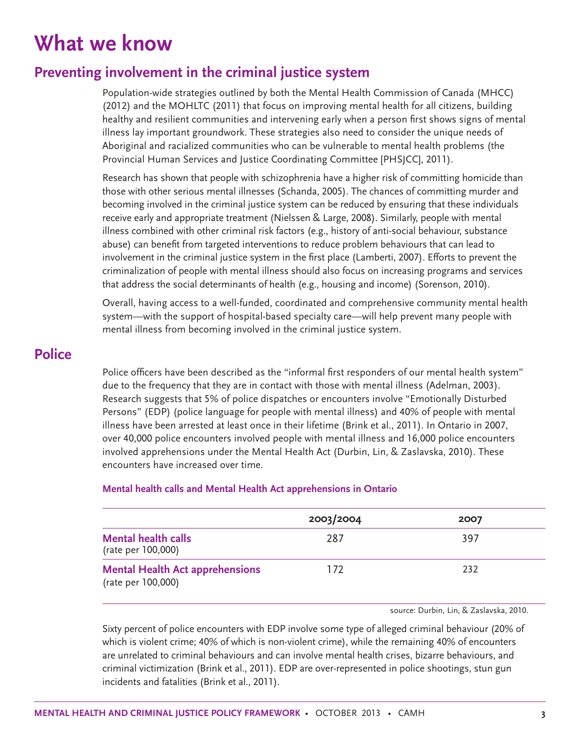# What we know

## Preventing involvement in the criminal justice system

Population-wide strategies outlined by both the Mental Health Commission of Canada (MHCC) (2012) and the MOHLTC (2011) that focus on improving mental health for all citizens, building healthy and resilient communities and intervening early when a person first shows signs of mental illness lay important groundwork. These strategies also need to consider the unique needs of Aboriginal and racialized communities who can be vulnerable to mental health problems (the Provincial Human Services and Justice Coordinating Committee [PHSJCC], 2011).

Research has shown that people with schizophrenia have a higher risk of committing homicide than those with other serious mental illnesses (Schanda, 2005). The chances of committing murder and becoming involved in the criminal justice system can be reduced by ensuring that these individuals receive early and appropriate treatment (Nielssen & Large, 2008). Similarly, people with mental illness combined with other criminal risk factors (e.g., history of anti-social behaviour, substance abuse) can benefit from targeted interventions to reduce problem behaviours that can lead to involvement in the criminal justice system in the first place (Lamberti, 2007). Efforts to prevent the criminalization of people with mental illness should also focus on increasing programs and services that address the social determinants of health (e.g., housing and income) (Sorenson, 2010).

Overall, having access to a well-funded, coordinated and comprehensive community mental health system—with the support of hospital-based specialty care—will help prevent many people with mental illness from becoming involved in the criminal justice system.

## Police

Police officers have been described as the "informal first responders of our mental health system" due to the frequency that they are in contact with those with mental illness (Adelman, 2003). Research suggests that 5% of police dispatches or encounters involve "Emotionally Disturbed Persons" (EDP) (police language for people with mental illness) and 40% of people with mental illness have been arrested at least once in their lifetime (Brink et al., 2011). In Ontario in 2007, over 40,000 police encounters involved people with mental illness and 16,000 police encounters involved apprehensions under the Mental Health Act (Durbin, Lin, & Zaslavska, 2010). These encounters have increased over time.

**Mental health calls and Mental Health Act apprehensions in Ontario**

| | 2003/2004 | 2007 |
|---|---|---|
| **Mental health calls** (rate per 100,000) | 287 | 397 |
| **Mental Health Act apprehensions** (rate per 100,000) | 172 | 232 |

source: Durbin, Lin, & Zaslavska, 2010.

Sixty percent of police encounters with EDP involve some type of alleged criminal behaviour (20% of which is violent crime; 40% of which is non-violent crime), while the remaining 40% of encounters are unrelated to criminal behaviours and can involve mental health crises, bizarre behaviours, and criminal victimization (Brink et al., 2011). EDP are over-represented in police shootings, stun gun incidents and fatalities (Brink et al., 2011).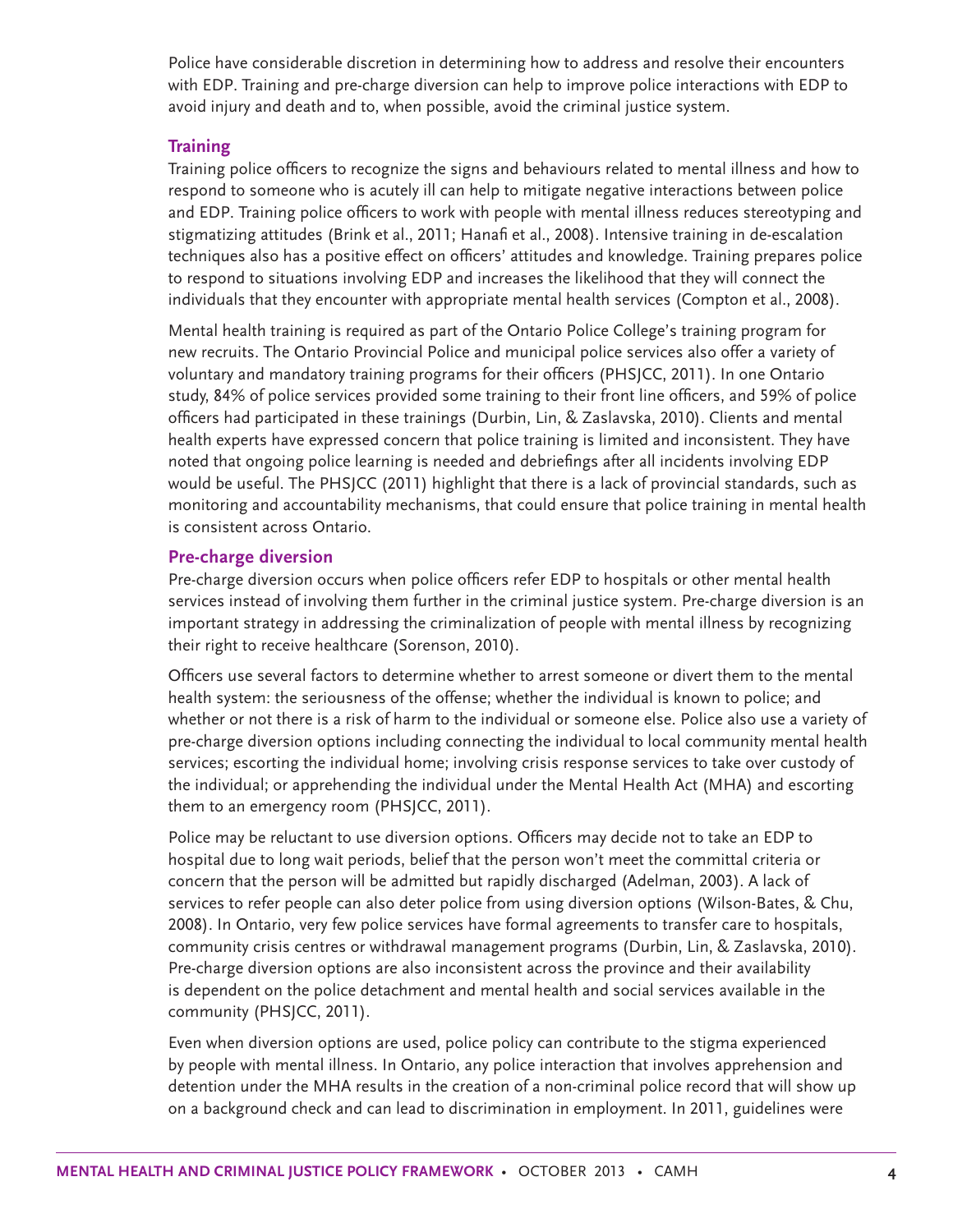Police have considerable discretion in determining how to address and resolve their encounters with EDP. Training and pre-charge diversion can help to improve police interactions with EDP to avoid injury and death and to, when possible, avoid the criminal justice system.

### Training

Training police officers to recognize the signs and behaviours related to mental illness and how to respond to someone who is acutely ill can help to mitigate negative interactions between police and EDP. Training police officers to work with people with mental illness reduces stereotyping and stigmatizing attitudes (Brink et al., 2011; Hanafi et al., 2008). Intensive training in de-escalation techniques also has a positive effect on officers' attitudes and knowledge. Training prepares police to respond to situations involving EDP and increases the likelihood that they will connect the individuals that they encounter with appropriate mental health services (Compton et al., 2008).

Mental health training is required as part of the Ontario Police College's training program for new recruits. The Ontario Provincial Police and municipal police services also offer a variety of voluntary and mandatory training programs for their officers (PHSJCC, 2011). In one Ontario study, 84% of police services provided some training to their front line officers, and 59% of police officers had participated in these trainings (Durbin, Lin, & Zaslavska, 2010). Clients and mental health experts have expressed concern that police training is limited and inconsistent. They have noted that ongoing police learning is needed and debriefings after all incidents involving EDP would be useful. The PHSJCC (2011) highlight that there is a lack of provincial standards, such as monitoring and accountability mechanisms, that could ensure that police training in mental health is consistent across Ontario.

### Pre-charge diversion

Pre-charge diversion occurs when police officers refer EDP to hospitals or other mental health services instead of involving them further in the criminal justice system. Pre-charge diversion is an important strategy in addressing the criminalization of people with mental illness by recognizing their right to receive healthcare (Sorenson, 2010).

Officers use several factors to determine whether to arrest someone or divert them to the mental health system: the seriousness of the offense; whether the individual is known to police; and whether or not there is a risk of harm to the individual or someone else. Police also use a variety of pre-charge diversion options including connecting the individual to local community mental health services; escorting the individual home; involving crisis response services to take over custody of the individual; or apprehending the individual under the Mental Health Act (MHA) and escorting them to an emergency room (PHSJCC, 2011).

Police may be reluctant to use diversion options. Officers may decide not to take an EDP to hospital due to long wait periods, belief that the person won't meet the committal criteria or concern that the person will be admitted but rapidly discharged (Adelman, 2003). A lack of services to refer people can also deter police from using diversion options (Wilson-Bates, & Chu, 2008). In Ontario, very few police services have formal agreements to transfer care to hospitals, community crisis centres or withdrawal management programs (Durbin, Lin, & Zaslavska, 2010). Pre-charge diversion options are also inconsistent across the province and their availability is dependent on the police detachment and mental health and social services available in the community (PHSJCC, 2011).

Even when diversion options are used, police policy can contribute to the stigma experienced by people with mental illness. In Ontario, any police interaction that involves apprehension and detention under the MHA results in the creation of a non-criminal police record that will show up on a background check and can lead to discrimination in employment. In 2011, guidelines were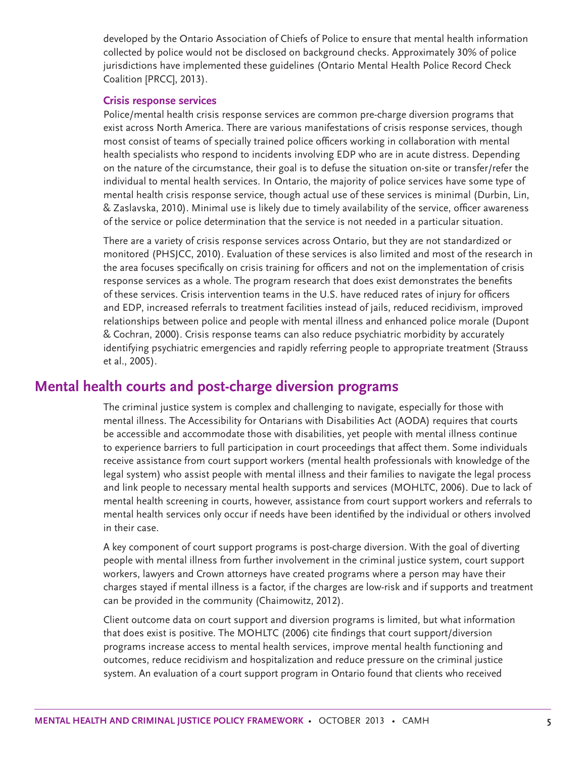developed by the Ontario Association of Chiefs of Police to ensure that mental health information collected by police would not be disclosed on background checks. Approximately 30% of police jurisdictions have implemented these guidelines (Ontario Mental Health Police Record Check Coalition [PRCC], 2013).

### Crisis response services

Police/mental health crisis response services are common pre-charge diversion programs that exist across North America. There are various manifestations of crisis response services, though most consist of teams of specially trained police officers working in collaboration with mental health specialists who respond to incidents involving EDP who are in acute distress. Depending on the nature of the circumstance, their goal is to defuse the situation on-site or transfer/refer the individual to mental health services. In Ontario, the majority of police services have some type of mental health crisis response service, though actual use of these services is minimal (Durbin, Lin, & Zaslavska, 2010). Minimal use is likely due to timely availability of the service, officer awareness of the service or police determination that the service is not needed in a particular situation.

There are a variety of crisis response services across Ontario, but they are not standardized or monitored (PHSJCC, 2010). Evaluation of these services is also limited and most of the research in the area focuses specifically on crisis training for officers and not on the implementation of crisis response services as a whole. The program research that does exist demonstrates the benefits of these services. Crisis intervention teams in the U.S. have reduced rates of injury for officers and EDP, increased referrals to treatment facilities instead of jails, reduced recidivism, improved relationships between police and people with mental illness and enhanced police morale (Dupont & Cochran, 2000). Crisis response teams can also reduce psychiatric morbidity by accurately identifying psychiatric emergencies and rapidly referring people to appropriate treatment (Strauss et al., 2005).

## Mental health courts and post-charge diversion programs

The criminal justice system is complex and challenging to navigate, especially for those with mental illness. The Accessibility for Ontarians with Disabilities Act (AODA) requires that courts be accessible and accommodate those with disabilities, yet people with mental illness continue to experience barriers to full participation in court proceedings that affect them. Some individuals receive assistance from court support workers (mental health professionals with knowledge of the legal system) who assist people with mental illness and their families to navigate the legal process and link people to necessary mental health supports and services (MOHLTC, 2006). Due to lack of mental health screening in courts, however, assistance from court support workers and referrals to mental health services only occur if needs have been identified by the individual or others involved in their case.

A key component of court support programs is post-charge diversion. With the goal of diverting people with mental illness from further involvement in the criminal justice system, court support workers, lawyers and Crown attorneys have created programs where a person may have their charges stayed if mental illness is a factor, if the charges are low-risk and if supports and treatment can be provided in the community (Chaimowitz, 2012).

Client outcome data on court support and diversion programs is limited, but what information that does exist is positive. The MOHLTC (2006) cite findings that court support/diversion programs increase access to mental health services, improve mental health functioning and outcomes, reduce recidivism and hospitalization and reduce pressure on the criminal justice system. An evaluation of a court support program in Ontario found that clients who received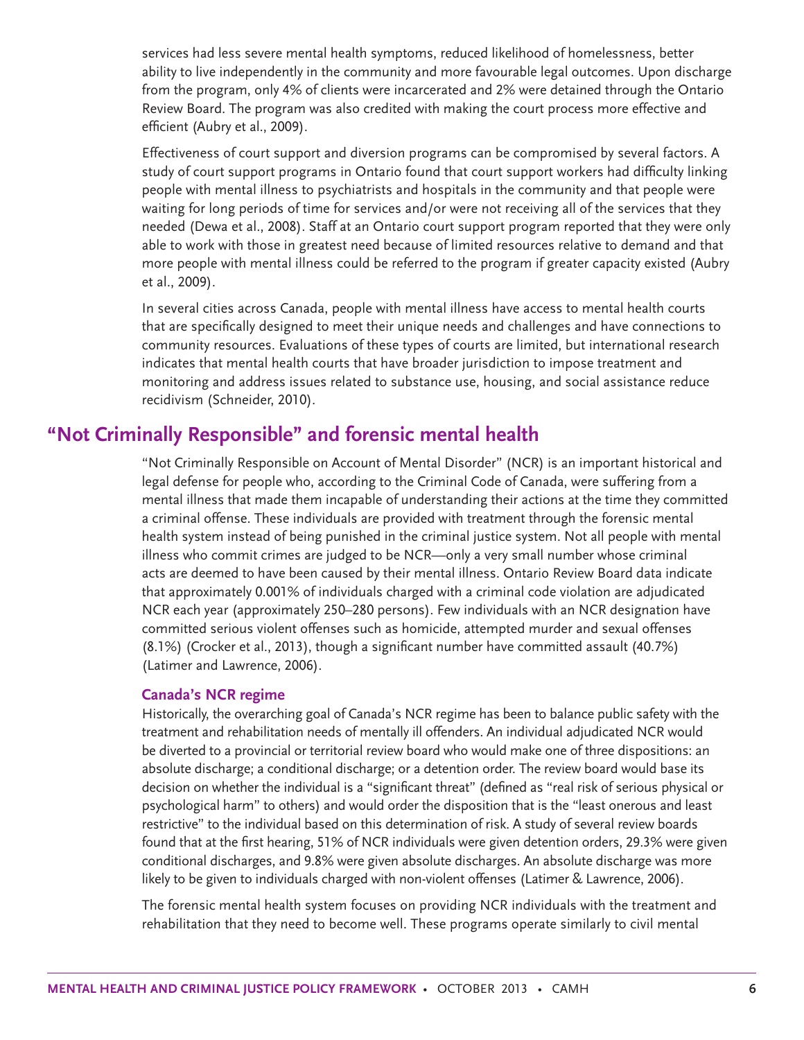services had less severe mental health symptoms, reduced likelihood of homelessness, better ability to live independently in the community and more favourable legal outcomes. Upon discharge from the program, only 4% of clients were incarcerated and 2% were detained through the Ontario Review Board. The program was also credited with making the court process more effective and efficient (Aubry et al., 2009).

Effectiveness of court support and diversion programs can be compromised by several factors. A study of court support programs in Ontario found that court support workers had difficulty linking people with mental illness to psychiatrists and hospitals in the community and that people were waiting for long periods of time for services and/or were not receiving all of the services that they needed (Dewa et al., 2008). Staff at an Ontario court support program reported that they were only able to work with those in greatest need because of limited resources relative to demand and that more people with mental illness could be referred to the program if greater capacity existed (Aubry et al., 2009).

In several cities across Canada, people with mental illness have access to mental health courts that are specifically designed to meet their unique needs and challenges and have connections to community resources. Evaluations of these types of courts are limited, but international research indicates that mental health courts that have broader jurisdiction to impose treatment and monitoring and address issues related to substance use, housing, and social assistance reduce recidivism (Schneider, 2010).

## "Not Criminally Responsible" and forensic mental health

"Not Criminally Responsible on Account of Mental Disorder" (NCR) is an important historical and legal defense for people who, according to the Criminal Code of Canada, were suffering from a mental illness that made them incapable of understanding their actions at the time they committed a criminal offense. These individuals are provided with treatment through the forensic mental health system instead of being punished in the criminal justice system. Not all people with mental illness who commit crimes are judged to be NCR—only a very small number whose criminal acts are deemed to have been caused by their mental illness. Ontario Review Board data indicate that approximately 0.001% of individuals charged with a criminal code violation are adjudicated NCR each year (approximately 250–280 persons). Few individuals with an NCR designation have committed serious violent offenses such as homicide, attempted murder and sexual offenses (8.1%) (Crocker et al., 2013), though a significant number have committed assault (40.7%) (Latimer and Lawrence, 2006).

### Canada's NCR regime

Historically, the overarching goal of Canada's NCR regime has been to balance public safety with the treatment and rehabilitation needs of mentally ill offenders. An individual adjudicated NCR would be diverted to a provincial or territorial review board who would make one of three dispositions: an absolute discharge; a conditional discharge; or a detention order. The review board would base its decision on whether the individual is a "significant threat" (defined as "real risk of serious physical or psychological harm" to others) and would order the disposition that is the "least onerous and least restrictive" to the individual based on this determination of risk. A study of several review boards found that at the first hearing, 51% of NCR individuals were given detention orders, 29.3% were given conditional discharges, and 9.8% were given absolute discharges. An absolute discharge was more likely to be given to individuals charged with non-violent offenses (Latimer & Lawrence, 2006).

The forensic mental health system focuses on providing NCR individuals with the treatment and rehabilitation that they need to become well. These programs operate similarly to civil mental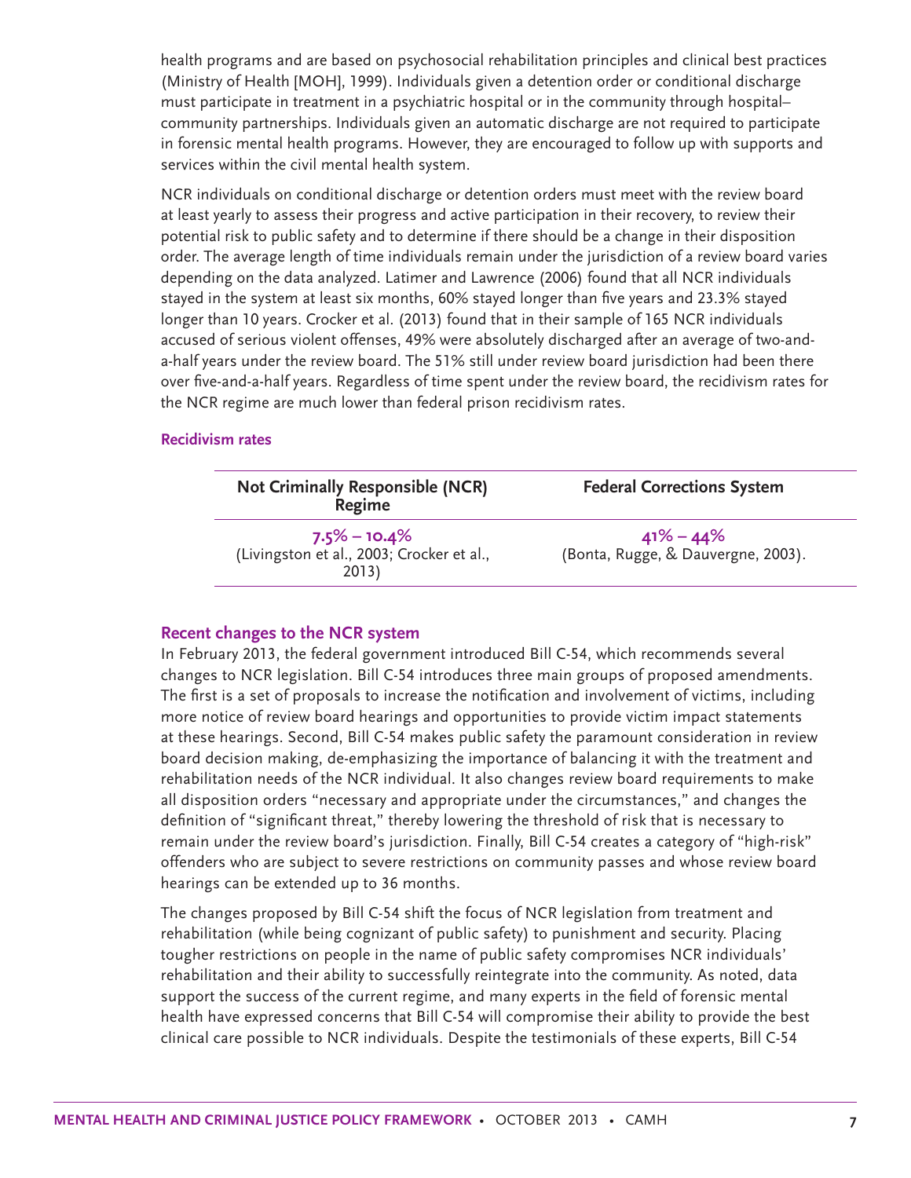health programs and are based on psychosocial rehabilitation principles and clinical best practices (Ministry of Health [MOH], 1999). Individuals given a detention order or conditional discharge must participate in treatment in a psychiatric hospital or in the community through hospital–community partnerships. Individuals given an automatic discharge are not required to participate in forensic mental health programs. However, they are encouraged to follow up with supports and services within the civil mental health system.

NCR individuals on conditional discharge or detention orders must meet with the review board at least yearly to assess their progress and active participation in their recovery, to review their potential risk to public safety and to determine if there should be a change in their disposition order. The average length of time individuals remain under the jurisdiction of a review board varies depending on the data analyzed. Latimer and Lawrence (2006) found that all NCR individuals stayed in the system at least six months, 60% stayed longer than five years and 23.3% stayed longer than 10 years. Crocker et al. (2013) found that in their sample of 165 NCR individuals accused of serious violent offenses, 49% were absolutely discharged after an average of two-and-a-half years under the review board. The 51% still under review board jurisdiction had been there over five-and-a-half years. Regardless of time spent under the review board, the recidivism rates for the NCR regime are much lower than federal prison recidivism rates.

### Recidivism rates

| Not Criminally Responsible (NCR) Regime | Federal Corrections System |
|---|---|
| **7.5% – 10.4%** (Livingston et al., 2003; Crocker et al., 2013) | **41% – 44%** (Bonta, Rugge, & Dauvergne, 2003). |

### Recent changes to the NCR system

In February 2013, the federal government introduced Bill C-54, which recommends several changes to NCR legislation. Bill C-54 introduces three main groups of proposed amendments. The first is a set of proposals to increase the notification and involvement of victims, including more notice of review board hearings and opportunities to provide victim impact statements at these hearings. Second, Bill C-54 makes public safety the paramount consideration in review board decision making, de-emphasizing the importance of balancing it with the treatment and rehabilitation needs of the NCR individual. It also changes review board requirements to make all disposition orders "necessary and appropriate under the circumstances," and changes the definition of "significant threat," thereby lowering the threshold of risk that is necessary to remain under the review board's jurisdiction. Finally, Bill C-54 creates a category of "high-risk" offenders who are subject to severe restrictions on community passes and whose review board hearings can be extended up to 36 months.

The changes proposed by Bill C-54 shift the focus of NCR legislation from treatment and rehabilitation (while being cognizant of public safety) to punishment and security. Placing tougher restrictions on people in the name of public safety compromises NCR individuals' rehabilitation and their ability to successfully reintegrate into the community. As noted, data support the success of the current regime, and many experts in the field of forensic mental health have expressed concerns that Bill C-54 will compromise their ability to provide the best clinical care possible to NCR individuals. Despite the testimonials of these experts, Bill C-54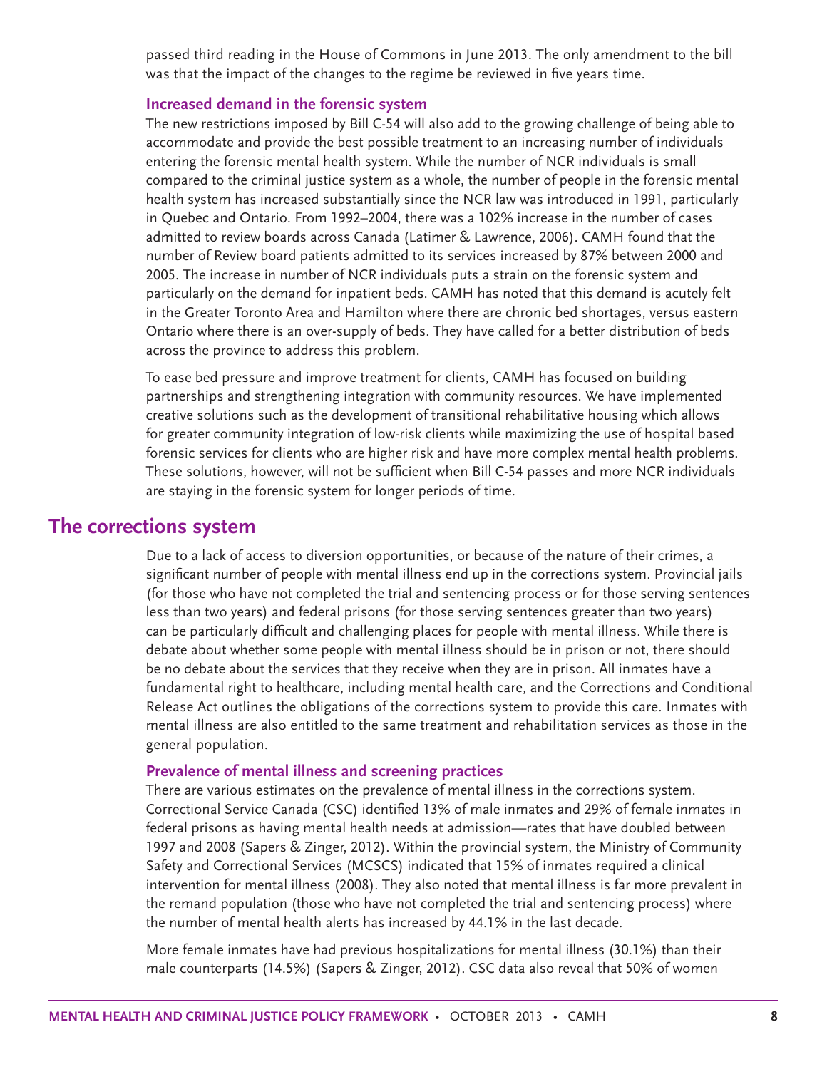passed third reading in the House of Commons in June 2013. The only amendment to the bill was that the impact of the changes to the regime be reviewed in five years time.

### Increased demand in the forensic system

The new restrictions imposed by Bill C-54 will also add to the growing challenge of being able to accommodate and provide the best possible treatment to an increasing number of individuals entering the forensic mental health system. While the number of NCR individuals is small compared to the criminal justice system as a whole, the number of people in the forensic mental health system has increased substantially since the NCR law was introduced in 1991, particularly in Quebec and Ontario. From 1992–2004, there was a 102% increase in the number of cases admitted to review boards across Canada (Latimer & Lawrence, 2006). CAMH found that the number of Review board patients admitted to its services increased by 87% between 2000 and 2005. The increase in number of NCR individuals puts a strain on the forensic system and particularly on the demand for inpatient beds. CAMH has noted that this demand is acutely felt in the Greater Toronto Area and Hamilton where there are chronic bed shortages, versus eastern Ontario where there is an over-supply of beds. They have called for a better distribution of beds across the province to address this problem.

To ease bed pressure and improve treatment for clients, CAMH has focused on building partnerships and strengthening integration with community resources. We have implemented creative solutions such as the development of transitional rehabilitative housing which allows for greater community integration of low-risk clients while maximizing the use of hospital based forensic services for clients who are higher risk and have more complex mental health problems. These solutions, however, will not be sufficient when Bill C-54 passes and more NCR individuals are staying in the forensic system for longer periods of time.

## The corrections system

Due to a lack of access to diversion opportunities, or because of the nature of their crimes, a significant number of people with mental illness end up in the corrections system. Provincial jails (for those who have not completed the trial and sentencing process or for those serving sentences less than two years) and federal prisons (for those serving sentences greater than two years) can be particularly difficult and challenging places for people with mental illness. While there is debate about whether some people with mental illness should be in prison or not, there should be no debate about the services that they receive when they are in prison. All inmates have a fundamental right to healthcare, including mental health care, and the Corrections and Conditional Release Act outlines the obligations of the corrections system to provide this care. Inmates with mental illness are also entitled to the same treatment and rehabilitation services as those in the general population.

### Prevalence of mental illness and screening practices

There are various estimates on the prevalence of mental illness in the corrections system. Correctional Service Canada (CSC) identified 13% of male inmates and 29% of female inmates in federal prisons as having mental health needs at admission—rates that have doubled between 1997 and 2008 (Sapers & Zinger, 2012). Within the provincial system, the Ministry of Community Safety and Correctional Services (MCSCS) indicated that 15% of inmates required a clinical intervention for mental illness (2008). They also noted that mental illness is far more prevalent in the remand population (those who have not completed the trial and sentencing process) where the number of mental health alerts has increased by 44.1% in the last decade.

More female inmates have had previous hospitalizations for mental illness (30.1%) than their male counterparts (14.5%) (Sapers & Zinger, 2012). CSC data also reveal that 50% of women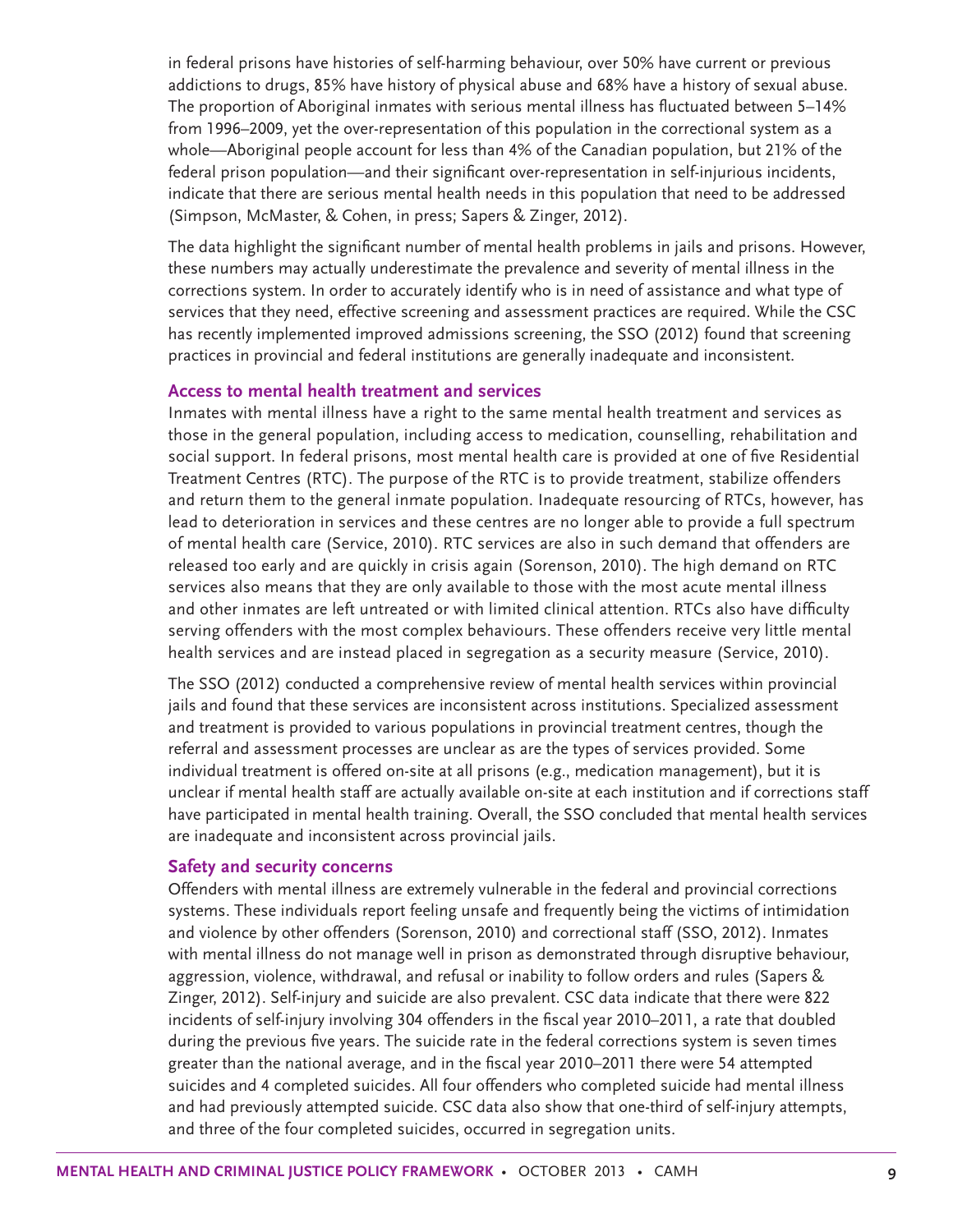in federal prisons have histories of self-harming behaviour, over 50% have current or previous addictions to drugs, 85% have history of physical abuse and 68% have a history of sexual abuse. The proportion of Aboriginal inmates with serious mental illness has fluctuated between 5–14% from 1996–2009, yet the over-representation of this population in the correctional system as a whole—Aboriginal people account for less than 4% of the Canadian population, but 21% of the federal prison population—and their significant over-representation in self-injurious incidents, indicate that there are serious mental health needs in this population that need to be addressed (Simpson, McMaster, & Cohen, in press; Sapers & Zinger, 2012).

The data highlight the significant number of mental health problems in jails and prisons. However, these numbers may actually underestimate the prevalence and severity of mental illness in the corrections system. In order to accurately identify who is in need of assistance and what type of services that they need, effective screening and assessment practices are required. While the CSC has recently implemented improved admissions screening, the SSO (2012) found that screening practices in provincial and federal institutions are generally inadequate and inconsistent.

### Access to mental health treatment and services

Inmates with mental illness have a right to the same mental health treatment and services as those in the general population, including access to medication, counselling, rehabilitation and social support. In federal prisons, most mental health care is provided at one of five Residential Treatment Centres (RTC). The purpose of the RTC is to provide treatment, stabilize offenders and return them to the general inmate population. Inadequate resourcing of RTCs, however, has lead to deterioration in services and these centres are no longer able to provide a full spectrum of mental health care (Service, 2010). RTC services are also in such demand that offenders are released too early and are quickly in crisis again (Sorenson, 2010). The high demand on RTC services also means that they are only available to those with the most acute mental illness and other inmates are left untreated or with limited clinical attention. RTCs also have difficulty serving offenders with the most complex behaviours. These offenders receive very little mental health services and are instead placed in segregation as a security measure (Service, 2010).

The SSO (2012) conducted a comprehensive review of mental health services within provincial jails and found that these services are inconsistent across institutions. Specialized assessment and treatment is provided to various populations in provincial treatment centres, though the referral and assessment processes are unclear as are the types of services provided. Some individual treatment is offered on-site at all prisons (e.g., medication management), but it is unclear if mental health staff are actually available on-site at each institution and if corrections staff have participated in mental health training. Overall, the SSO concluded that mental health services are inadequate and inconsistent across provincial jails.

### Safety and security concerns

Offenders with mental illness are extremely vulnerable in the federal and provincial corrections systems. These individuals report feeling unsafe and frequently being the victims of intimidation and violence by other offenders (Sorenson, 2010) and correctional staff (SSO, 2012). Inmates with mental illness do not manage well in prison as demonstrated through disruptive behaviour, aggression, violence, withdrawal, and refusal or inability to follow orders and rules (Sapers & Zinger, 2012). Self-injury and suicide are also prevalent. CSC data indicate that there were 822 incidents of self-injury involving 304 offenders in the fiscal year 2010–2011, a rate that doubled during the previous five years. The suicide rate in the federal corrections system is seven times greater than the national average, and in the fiscal year 2010–2011 there were 54 attempted suicides and 4 completed suicides. All four offenders who completed suicide had mental illness and had previously attempted suicide. CSC data also show that one-third of self-injury attempts, and three of the four completed suicides, occurred in segregation units.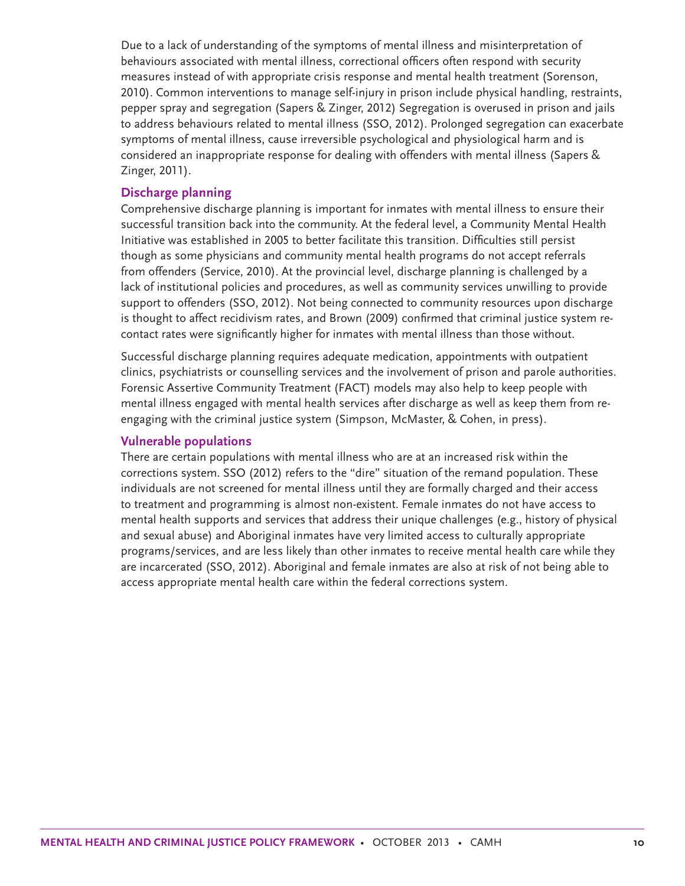Due to a lack of understanding of the symptoms of mental illness and misinterpretation of behaviours associated with mental illness, correctional officers often respond with security measures instead of with appropriate crisis response and mental health treatment (Sorenson, 2010). Common interventions to manage self-injury in prison include physical handling, restraints, pepper spray and segregation (Sapers & Zinger, 2012) Segregation is overused in prison and jails to address behaviours related to mental illness (SSO, 2012). Prolonged segregation can exacerbate symptoms of mental illness, cause irreversible psychological and physiological harm and is considered an inappropriate response for dealing with offenders with mental illness (Sapers & Zinger, 2011).

### Discharge planning

Comprehensive discharge planning is important for inmates with mental illness to ensure their successful transition back into the community. At the federal level, a Community Mental Health Initiative was established in 2005 to better facilitate this transition. Difficulties still persist though as some physicians and community mental health programs do not accept referrals from offenders (Service, 2010). At the provincial level, discharge planning is challenged by a lack of institutional policies and procedures, as well as community services unwilling to provide support to offenders (SSO, 2012). Not being connected to community resources upon discharge is thought to affect recidivism rates, and Brown (2009) confirmed that criminal justice system re-contact rates were significantly higher for inmates with mental illness than those without.

Successful discharge planning requires adequate medication, appointments with outpatient clinics, psychiatrists or counselling services and the involvement of prison and parole authorities. Forensic Assertive Community Treatment (FACT) models may also help to keep people with mental illness engaged with mental health services after discharge as well as keep them from re-engaging with the criminal justice system (Simpson, McMaster, & Cohen, in press).

### Vulnerable populations

There are certain populations with mental illness who are at an increased risk within the corrections system. SSO (2012) refers to the "dire" situation of the remand population. These individuals are not screened for mental illness until they are formally charged and their access to treatment and programming is almost non-existent. Female inmates do not have access to mental health supports and services that address their unique challenges (e.g., history of physical and sexual abuse) and Aboriginal inmates have very limited access to culturally appropriate programs/services, and are less likely than other inmates to receive mental health care while they are incarcerated (SSO, 2012). Aboriginal and female inmates are also at risk of not being able to access appropriate mental health care within the federal corrections system.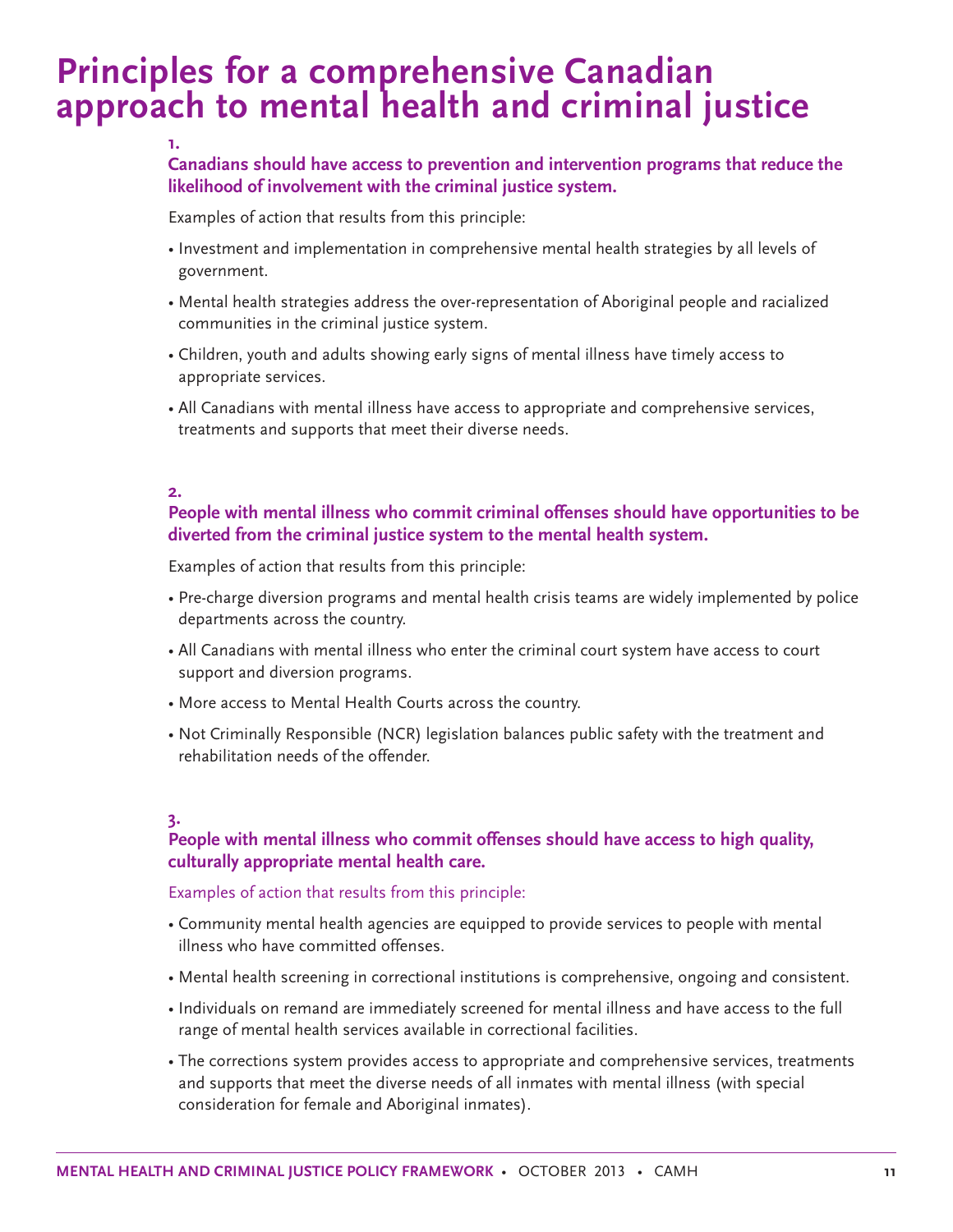# Principles for a comprehensive Canadian approach to mental health and criminal justice

### 1.

### Canadians should have access to prevention and intervention programs that reduce the likelihood of involvement with the criminal justice system.

Examples of action that results from this principle:

- Investment and implementation in comprehensive mental health strategies by all levels of government.
- Mental health strategies address the over-representation of Aboriginal people and racialized communities in the criminal justice system.
- Children, youth and adults showing early signs of mental illness have timely access to appropriate services.
- All Canadians with mental illness have access to appropriate and comprehensive services, treatments and supports that meet their diverse needs.

### 2.

### People with mental illness who commit criminal offenses should have opportunities to be diverted from the criminal justice system to the mental health system.

Examples of action that results from this principle:

- Pre-charge diversion programs and mental health crisis teams are widely implemented by police departments across the country.
- All Canadians with mental illness who enter the criminal court system have access to court support and diversion programs.
- More access to Mental Health Courts across the country.
- Not Criminally Responsible (NCR) legislation balances public safety with the treatment and rehabilitation needs of the offender.

### 3.

### People with mental illness who commit offenses should have access to high quality, culturally appropriate mental health care.

Examples of action that results from this principle:

- Community mental health agencies are equipped to provide services to people with mental illness who have committed offenses.
- Mental health screening in correctional institutions is comprehensive, ongoing and consistent.
- Individuals on remand are immediately screened for mental illness and have access to the full range of mental health services available in correctional facilities.
- The corrections system provides access to appropriate and comprehensive services, treatments and supports that meet the diverse needs of all inmates with mental illness (with special consideration for female and Aboriginal inmates).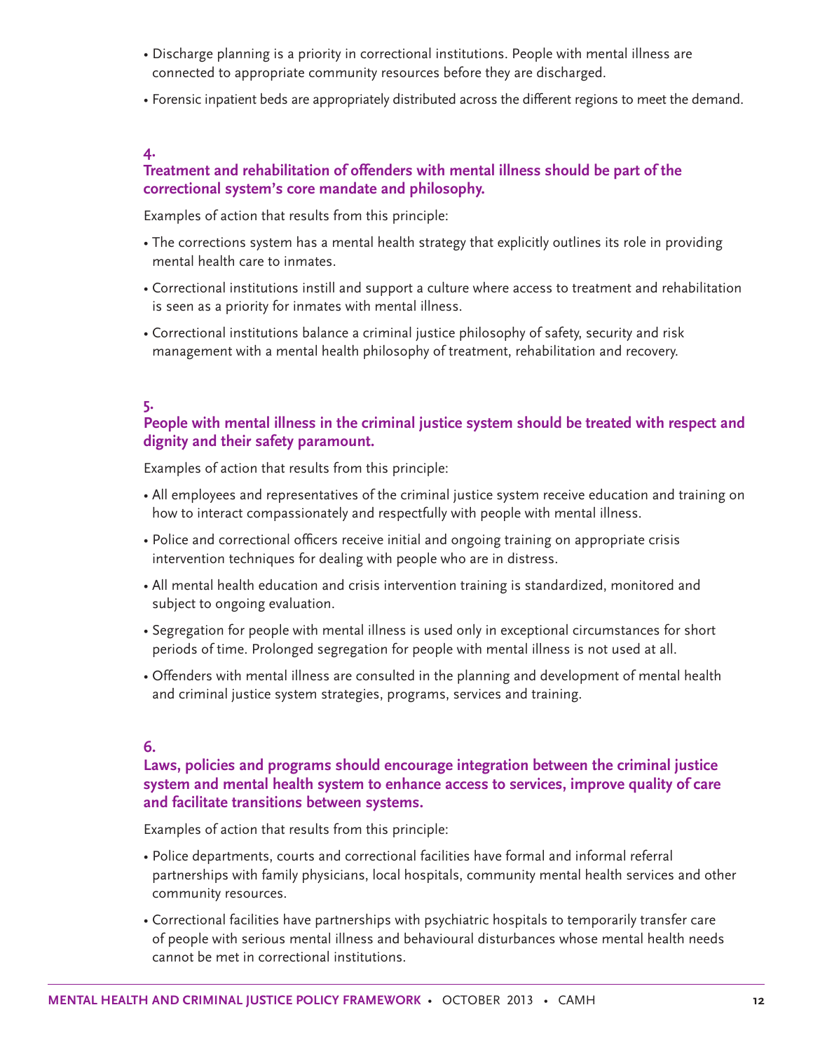- Discharge planning is a priority in correctional institutions. People with mental illness are connected to appropriate community resources before they are discharged.
- Forensic inpatient beds are appropriately distributed across the different regions to meet the demand.

### 4.
### Treatment and rehabilitation of offenders with mental illness should be part of the correctional system's core mandate and philosophy.

Examples of action that results from this principle:

- The corrections system has a mental health strategy that explicitly outlines its role in providing mental health care to inmates.
- Correctional institutions instill and support a culture where access to treatment and rehabilitation is seen as a priority for inmates with mental illness.
- Correctional institutions balance a criminal justice philosophy of safety, security and risk management with a mental health philosophy of treatment, rehabilitation and recovery.

### 5.
### People with mental illness in the criminal justice system should be treated with respect and dignity and their safety paramount.

Examples of action that results from this principle:

- All employees and representatives of the criminal justice system receive education and training on how to interact compassionately and respectfully with people with mental illness.
- Police and correctional officers receive initial and ongoing training on appropriate crisis intervention techniques for dealing with people who are in distress.
- All mental health education and crisis intervention training is standardized, monitored and subject to ongoing evaluation.
- Segregation for people with mental illness is used only in exceptional circumstances for short periods of time. Prolonged segregation for people with mental illness is not used at all.
- Offenders with mental illness are consulted in the planning and development of mental health and criminal justice system strategies, programs, services and training.

### 6.
### Laws, policies and programs should encourage integration between the criminal justice system and mental health system to enhance access to services, improve quality of care and facilitate transitions between systems.

Examples of action that results from this principle:

- Police departments, courts and correctional facilities have formal and informal referral partnerships with family physicians, local hospitals, community mental health services and other community resources.
- Correctional facilities have partnerships with psychiatric hospitals to temporarily transfer care of people with serious mental illness and behavioural disturbances whose mental health needs cannot be met in correctional institutions.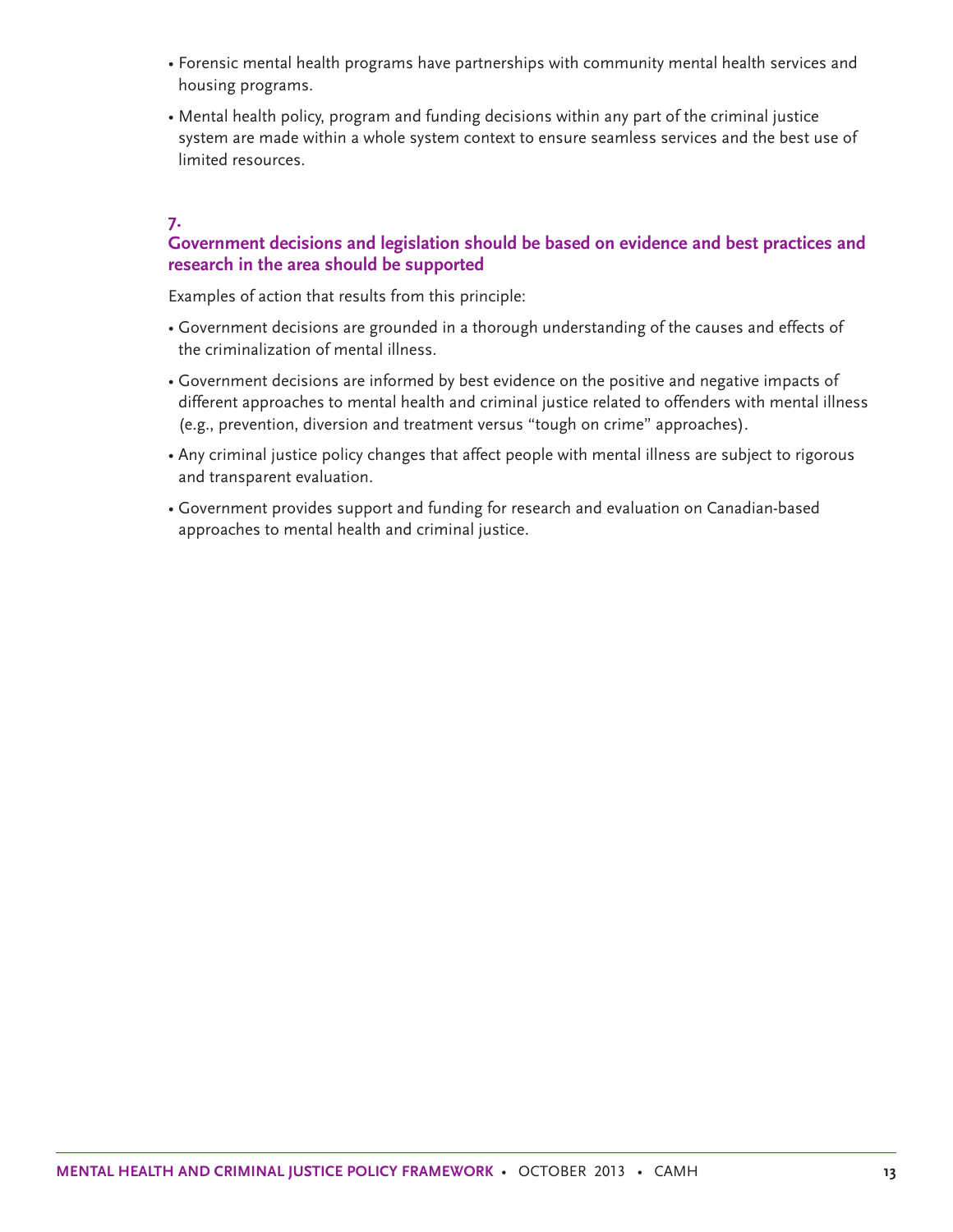- Forensic mental health programs have partnerships with community mental health services and housing programs.
- Mental health policy, program and funding decisions within any part of the criminal justice system are made within a whole system context to ensure seamless services and the best use of limited resources.

### 7. Government decisions and legislation should be based on evidence and best practices and research in the area should be supported

Examples of action that results from this principle:

- Government decisions are grounded in a thorough understanding of the causes and effects of the criminalization of mental illness.
- Government decisions are informed by best evidence on the positive and negative impacts of different approaches to mental health and criminal justice related to offenders with mental illness (e.g., prevention, diversion and treatment versus "tough on crime" approaches).
- Any criminal justice policy changes that affect people with mental illness are subject to rigorous and transparent evaluation.
- Government provides support and funding for research and evaluation on Canadian-based approaches to mental health and criminal justice.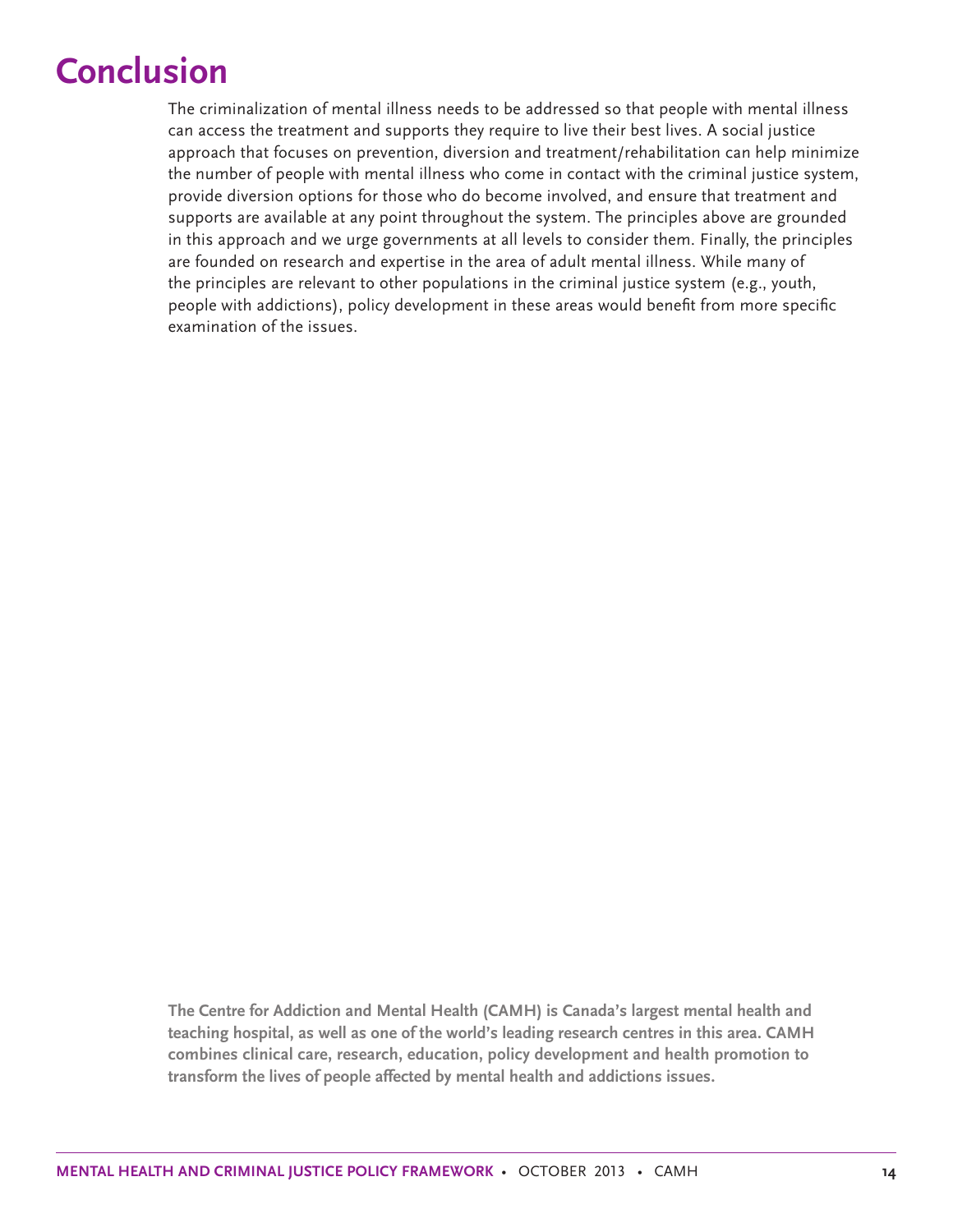# Conclusion

The criminalization of mental illness needs to be addressed so that people with mental illness can access the treatment and supports they require to live their best lives. A social justice approach that focuses on prevention, diversion and treatment/rehabilitation can help minimize the number of people with mental illness who come in contact with the criminal justice system, provide diversion options for those who do become involved, and ensure that treatment and supports are available at any point throughout the system. The principles above are grounded in this approach and we urge governments at all levels to consider them. Finally, the principles are founded on research and expertise in the area of adult mental illness. While many of the principles are relevant to other populations in the criminal justice system (e.g., youth, people with addictions), policy development in these areas would benefit from more specific examination of the issues.

**The Centre for Addiction and Mental Health (CAMH) is Canada's largest mental health and teaching hospital, as well as one of the world's leading research centres in this area. CAMH combines clinical care, research, education, policy development and health promotion to transform the lives of people affected by mental health and addictions issues.**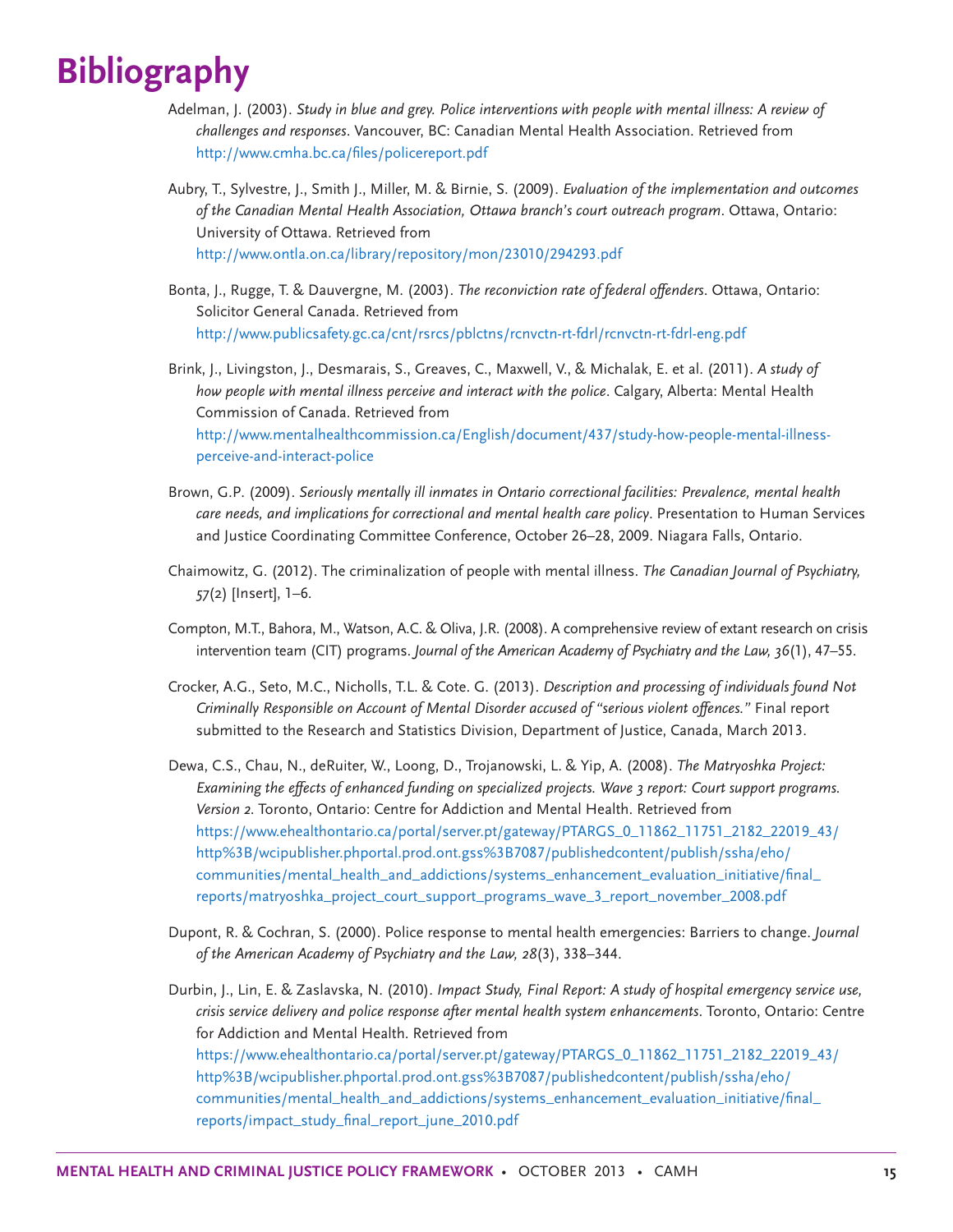# Bibliography

Adelman, J. (2003). *Study in blue and grey. Police interventions with people with mental illness: A review of challenges and responses*. Vancouver, BC: Canadian Mental Health Association. Retrieved from http://www.cmha.bc.ca/files/policereport.pdf

Aubry, T., Sylvestre, J., Smith J., Miller, M. & Birnie, S. (2009). *Evaluation of the implementation and outcomes of the Canadian Mental Health Association, Ottawa branch's court outreach program*. Ottawa, Ontario: University of Ottawa. Retrieved from http://www.ontla.on.ca/library/repository/mon/23010/294293.pdf

Bonta, J., Rugge, T. & Dauvergne, M. (2003). *The reconviction rate of federal offenders*. Ottawa, Ontario: Solicitor General Canada. Retrieved from http://www.publicsafety.gc.ca/cnt/rsrcs/pblctns/rcnvctn-rt-fdrl/rcnvctn-rt-fdrl-eng.pdf

Brink, J., Livingston, J., Desmarais, S., Greaves, C., Maxwell, V., & Michalak, E. et al. (2011). *A study of how people with mental illness perceive and interact with the police*. Calgary, Alberta: Mental Health Commission of Canada. Retrieved from http://www.mentalhealthcommission.ca/English/document/437/study-how-people-mental-illness-perceive-and-interact-police

Brown, G.P. (2009). *Seriously mentally ill inmates in Ontario correctional facilities: Prevalence, mental health care needs, and implications for correctional and mental health care policy*. Presentation to Human Services and Justice Coordinating Committee Conference, October 26–28, 2009. Niagara Falls, Ontario.

Chaimowitz, G. (2012). The criminalization of people with mental illness. *The Canadian Journal of Psychiatry, 57*(2) [Insert], 1–6.

Compton, M.T., Bahora, M., Watson, A.C. & Oliva, J.R. (2008). A comprehensive review of extant research on crisis intervention team (CIT) programs. *Journal of the American Academy of Psychiatry and the Law, 36*(1), 47–55.

Crocker, A.G., Seto, M.C., Nicholls, T.L. & Cote. G. (2013). *Description and processing of individuals found Not Criminally Responsible on Account of Mental Disorder accused of "serious violent offences."* Final report submitted to the Research and Statistics Division, Department of Justice, Canada, March 2013.

Dewa, C.S., Chau, N., deRuiter, W., Loong, D., Trojanowski, L. & Yip, A. (2008). *The Matryoshka Project: Examining the effects of enhanced funding on specialized projects. Wave 3 report: Court support programs. Version 2*. Toronto, Ontario: Centre for Addiction and Mental Health. Retrieved from https://www.ehealthontario.ca/portal/server.pt/gateway/PTARGS_0_11862_11751_2182_22019_43/http%3B/wcipublisher.phportal.prod.ont.gss%3B7087/publishedcontent/publish/ssha/eho/communities/mental_health_and_addictions/systems_enhancement_evaluation_initiative/final_reports/matryoshka_project_court_support_programs_wave_3_report_november_2008.pdf

Dupont, R. & Cochran, S. (2000). Police response to mental health emergencies: Barriers to change. *Journal of the American Academy of Psychiatry and the Law, 28*(3), 338–344.

Durbin, J., Lin, E. & Zaslavska, N. (2010). *Impact Study, Final Report: A study of hospital emergency service use, crisis service delivery and police response after mental health system enhancements*. Toronto, Ontario: Centre for Addiction and Mental Health. Retrieved from https://www.ehealthontario.ca/portal/server.pt/gateway/PTARGS_0_11862_11751_2182_22019_43/http%3B/wcipublisher.phportal.prod.ont.gss%3B7087/publishedcontent/publish/ssha/eho/communities/mental_health_and_addictions/systems_enhancement_evaluation_initiative/final_reports/impact_study_final_report_june_2010.pdf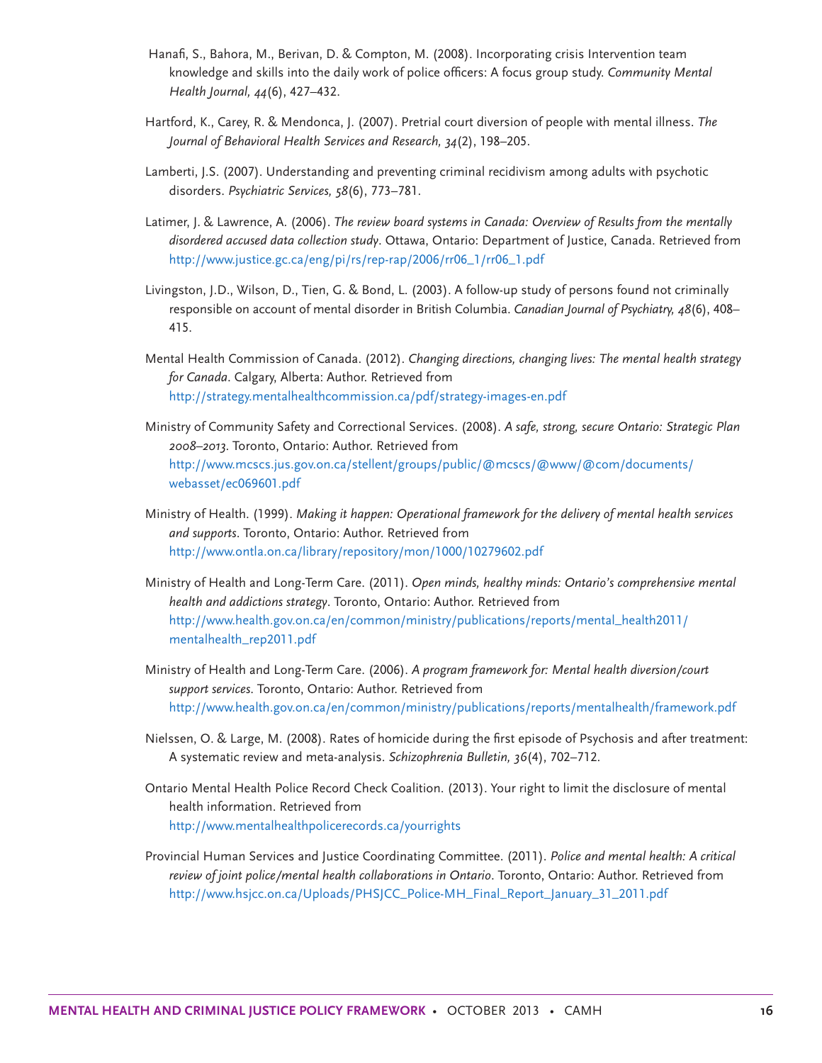Hanafi, S., Bahora, M., Berivan, D. & Compton, M. (2008). Incorporating crisis Intervention team knowledge and skills into the daily work of police officers: A focus group study. *Community Mental Health Journal, 44*(6), 427–432.

Hartford, K., Carey, R. & Mendonca, J. (2007). Pretrial court diversion of people with mental illness. *The Journal of Behavioral Health Services and Research, 34*(2), 198–205.

Lamberti, J.S. (2007). Understanding and preventing criminal recidivism among adults with psychotic disorders. *Psychiatric Services, 58*(6), 773–781.

Latimer, J. & Lawrence, A. (2006). *The review board systems in Canada: Overview of Results from the mentally disordered accused data collection study*. Ottawa, Ontario: Department of Justice, Canada. Retrieved from http://www.justice.gc.ca/eng/pi/rs/rep-rap/2006/rr06_1/rr06_1.pdf

Livingston, J.D., Wilson, D., Tien, G. & Bond, L. (2003). A follow-up study of persons found not criminally responsible on account of mental disorder in British Columbia. *Canadian Journal of Psychiatry, 48*(6), 408–415.

Mental Health Commission of Canada. (2012). *Changing directions, changing lives: The mental health strategy for Canada*. Calgary, Alberta: Author. Retrieved from http://strategy.mentalhealthcommission.ca/pdf/strategy-images-en.pdf

Ministry of Community Safety and Correctional Services. (2008). *A safe, strong, secure Ontario: Strategic Plan 2008–2013*. Toronto, Ontario: Author. Retrieved from http://www.mcscs.jus.gov.on.ca/stellent/groups/public/@mcscs/@www/@com/documents/webasset/ec069601.pdf

Ministry of Health. (1999). *Making it happen: Operational framework for the delivery of mental health services and supports*. Toronto, Ontario: Author. Retrieved from http://www.ontla.on.ca/library/repository/mon/1000/10279602.pdf

Ministry of Health and Long-Term Care. (2011). *Open minds, healthy minds: Ontario's comprehensive mental health and addictions strategy*. Toronto, Ontario: Author. Retrieved from http://www.health.gov.on.ca/en/common/ministry/publications/reports/mental_health2011/mentalhealth_rep2011.pdf

Ministry of Health and Long-Term Care. (2006). *A program framework for: Mental health diversion/court support services*. Toronto, Ontario: Author. Retrieved from http://www.health.gov.on.ca/en/common/ministry/publications/reports/mentalhealth/framework.pdf

Nielssen, O. & Large, M. (2008). Rates of homicide during the first episode of Psychosis and after treatment: A systematic review and meta-analysis. *Schizophrenia Bulletin, 36*(4), 702–712.

Ontario Mental Health Police Record Check Coalition. (2013). Your right to limit the disclosure of mental health information. Retrieved from http://www.mentalhealthpolicerecords.ca/yourrights

Provincial Human Services and Justice Coordinating Committee. (2011). *Police and mental health: A critical review of joint police/mental health collaborations in Ontario*. Toronto, Ontario: Author. Retrieved from http://www.hsjcc.on.ca/Uploads/PHSJCC_Police-MH_Final_Report_January_31_2011.pdf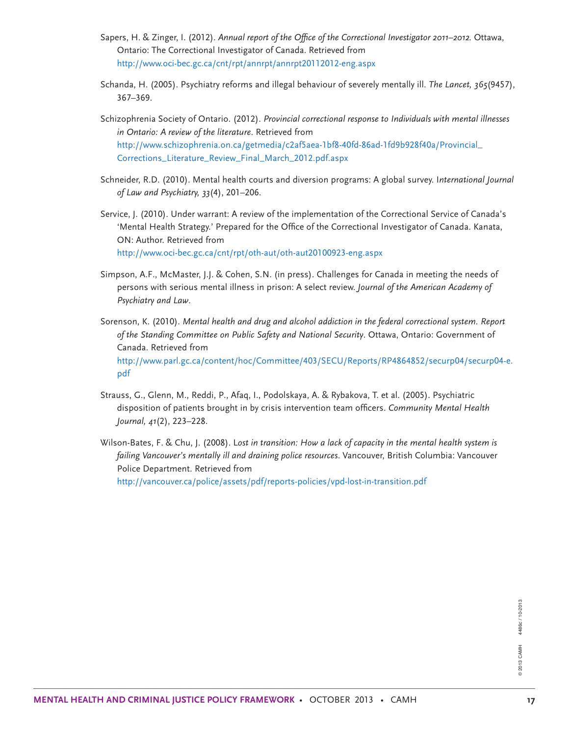Sapers, H. & Zinger, I. (2012). *Annual report of the Office of the Correctional Investigator 2011–2012.* Ottawa, Ontario: The Correctional Investigator of Canada. Retrieved from http://www.oci-bec.gc.ca/cnt/rpt/annrpt/annrpt20112012-eng.aspx

Schanda, H. (2005). Psychiatry reforms and illegal behaviour of severely mentally ill. *The Lancet, 365*(9457), 367–369.

Schizophrenia Society of Ontario. (2012). *Provincial correctional response to Individuals with mental illnesses in Ontario: A review of the literature*. Retrieved from http://www.schizophrenia.on.ca/getmedia/c2af5aea-1bf8-40fd-86ad-1fd9b928f40a/Provincial_Corrections_Literature_Review_Final_March_2012.pdf.aspx

Schneider, R.D. (2010). Mental health courts and diversion programs: A global survey. *International Journal of Law and Psychiatry, 33*(4), 201–206.

Service, J. (2010). Under warrant: A review of the implementation of the Correctional Service of Canada's 'Mental Health Strategy.' Prepared for the Office of the Correctional Investigator of Canada. Kanata, ON: Author. Retrieved from http://www.oci-bec.gc.ca/cnt/rpt/oth-aut/oth-aut20100923-eng.aspx

Simpson, A.F., McMaster, J.J. & Cohen, S.N. (in press). Challenges for Canada in meeting the needs of persons with serious mental illness in prison: A select review. *Journal of the American Academy of Psychiatry and Law*.

Sorenson, K. (2010). *Mental health and drug and alcohol addiction in the federal correctional system. Report of the Standing Committee on Public Safety and National Security*. Ottawa, Ontario: Government of Canada. Retrieved from http://www.parl.gc.ca/content/hoc/Committee/403/SECU/Reports/RP4864852/securp04/securp04-e.pdf

Strauss, G., Glenn, M., Reddi, P., Afaq, I., Podolskaya, A. & Rybakova, T. et al. (2005). Psychiatric disposition of patients brought in by crisis intervention team officers. *Community Mental Health Journal, 41*(2), 223–228.

Wilson-Bates, F. & Chu, J. (2008). *Lost in transition: How a lack of capacity in the mental health system is failing Vancouver's mentally ill and draining police resources*. Vancouver, British Columbia: Vancouver Police Department. Retrieved from http://vancouver.ca/police/assets/pdf/reports-policies/vpd-lost-in-transition.pdf

© 2013 CAMH 4486c / 10-2013